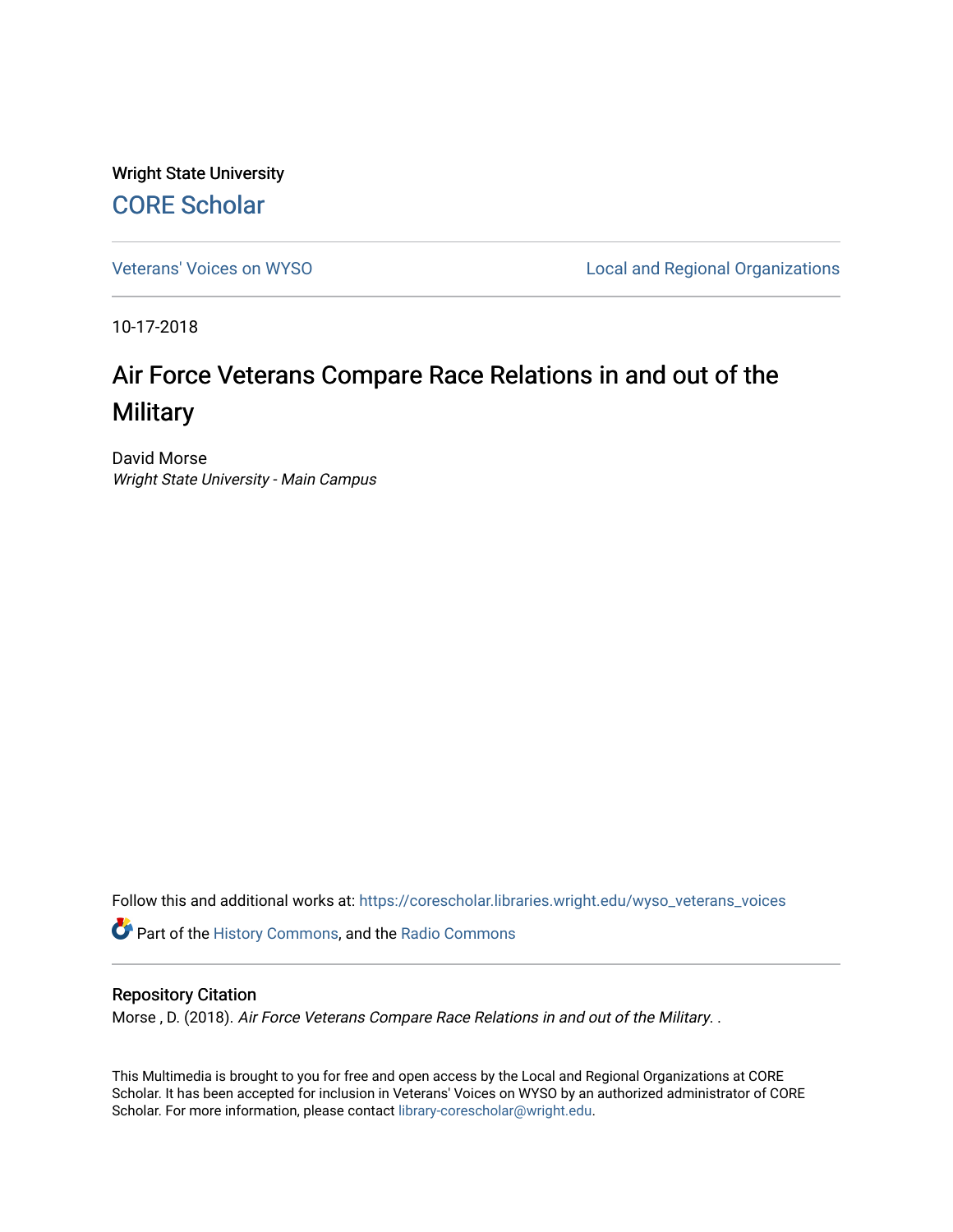Wright State University

CORE Scholar

Veterans' Voices on WYSO | Local and Regional Organizations

10-17-2018

# Air Force Veterans Compare Race Relations in and out of the Military

David Morse

*Wright State University - Main Campus*

Follow this and additional works at: https://corescholar.libraries.wright.edu/wyso_veterans_voices

Part of the History Commons, and the Radio Commons

## Repository Citation

Morse , D. (2018). *Air Force Veterans Compare Race Relations in and out of the Military.* .

This Multimedia is brought to you for free and open access by the Local and Regional Organizations at CORE Scholar. It has been accepted for inclusion in Veterans' Voices on WYSO by an authorized administrator of CORE Scholar. For more information, please contact library-corescholar@wright.edu.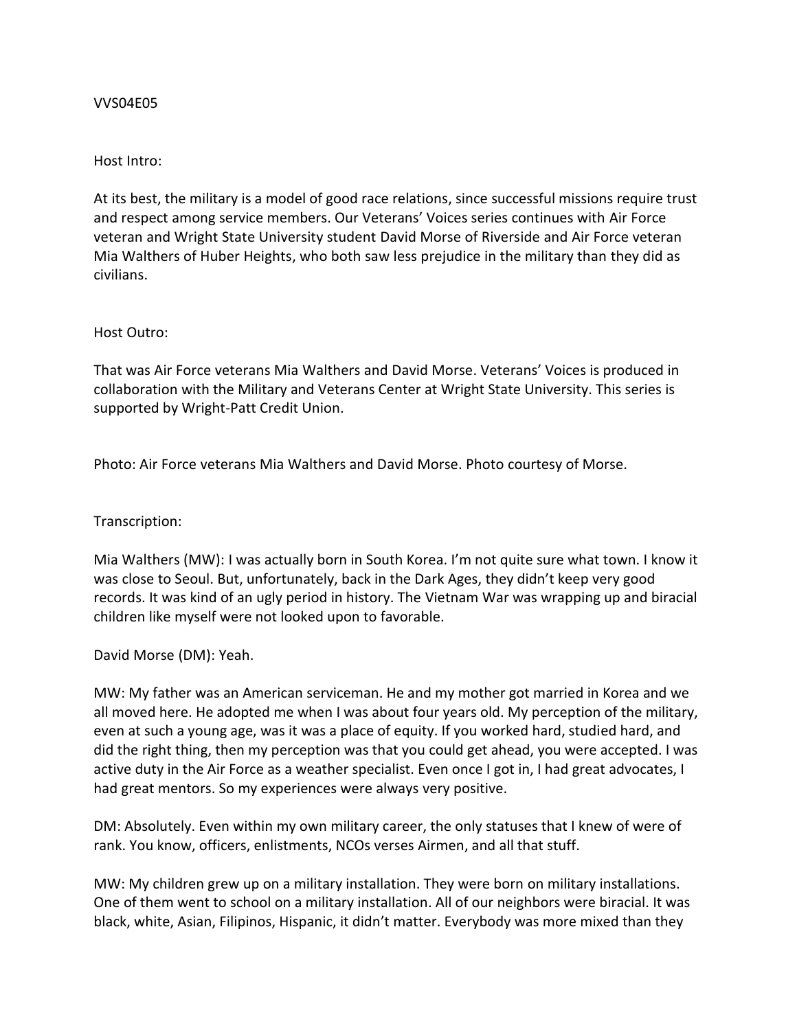VVS04E05

Host Intro:

At its best, the military is a model of good race relations, since successful missions require trust and respect among service members. Our Veterans' Voices series continues with Air Force veteran and Wright State University student David Morse of Riverside and Air Force veteran Mia Walthers of Huber Heights, who both saw less prejudice in the military than they did as civilians.

Host Outro:

That was Air Force veterans Mia Walthers and David Morse. Veterans' Voices is produced in collaboration with the Military and Veterans Center at Wright State University. This series is supported by Wright-Patt Credit Union.

Photo: Air Force veterans Mia Walthers and David Morse. Photo courtesy of Morse.

Transcription:

Mia Walthers (MW): I was actually born in South Korea. I'm not quite sure what town. I know it was close to Seoul. But, unfortunately, back in the Dark Ages, they didn't keep very good records. It was kind of an ugly period in history. The Vietnam War was wrapping up and biracial children like myself were not looked upon to favorable.

David Morse (DM): Yeah.

MW: My father was an American serviceman. He and my mother got married in Korea and we all moved here. He adopted me when I was about four years old. My perception of the military, even at such a young age, was it was a place of equity. If you worked hard, studied hard, and did the right thing, then my perception was that you could get ahead, you were accepted. I was active duty in the Air Force as a weather specialist. Even once I got in, I had great advocates, I had great mentors. So my experiences were always very positive.

DM: Absolutely. Even within my own military career, the only statuses that I knew of were of rank. You know, officers, enlistments, NCOs verses Airmen, and all that stuff.

MW: My children grew up on a military installation. They were born on military installations. One of them went to school on a military installation. All of our neighbors were biracial. It was black, white, Asian, Filipinos, Hispanic, it didn't matter. Everybody was more mixed than they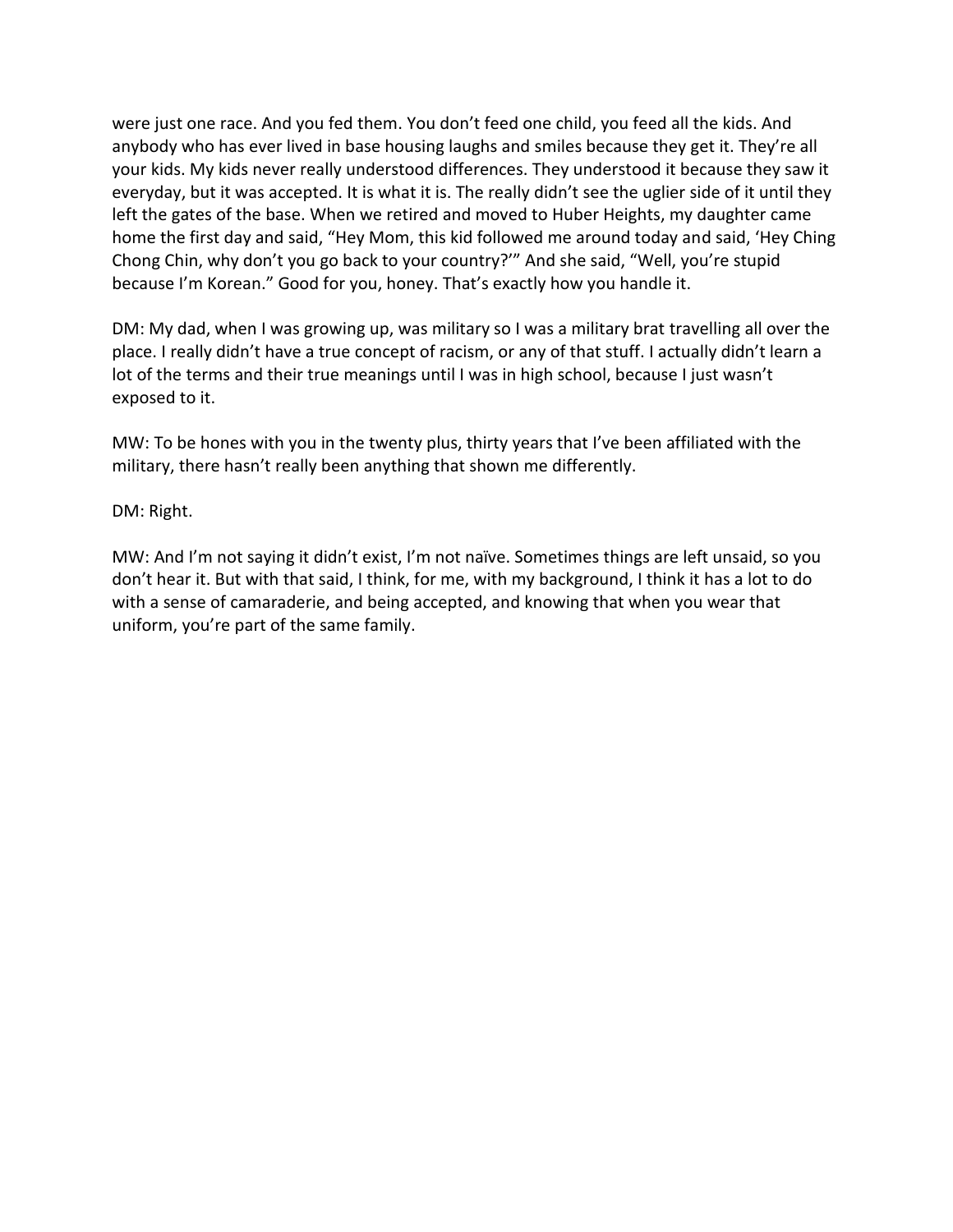were just one race. And you fed them. You don't feed one child, you feed all the kids. And anybody who has ever lived in base housing laughs and smiles because they get it. They're all your kids. My kids never really understood differences. They understood it because they saw it everyday, but it was accepted. It is what it is. The really didn't see the uglier side of it until they left the gates of the base. When we retired and moved to Huber Heights, my daughter came home the first day and said, "Hey Mom, this kid followed me around today and said, 'Hey Ching Chong Chin, why don't you go back to your country?'" And she said, "Well, you're stupid because I'm Korean." Good for you, honey. That's exactly how you handle it.

DM: My dad, when I was growing up, was military so I was a military brat travelling all over the place. I really didn't have a true concept of racism, or any of that stuff. I actually didn't learn a lot of the terms and their true meanings until I was in high school, because I just wasn't exposed to it.

MW: To be hones with you in the twenty plus, thirty years that I've been affiliated with the military, there hasn't really been anything that shown me differently.

DM: Right.

MW: And I'm not saying it didn't exist, I'm not naïve. Sometimes things are left unsaid, so you don't hear it. But with that said, I think, for me, with my background, I think it has a lot to do with a sense of camaraderie, and being accepted, and knowing that when you wear that uniform, you're part of the same family.